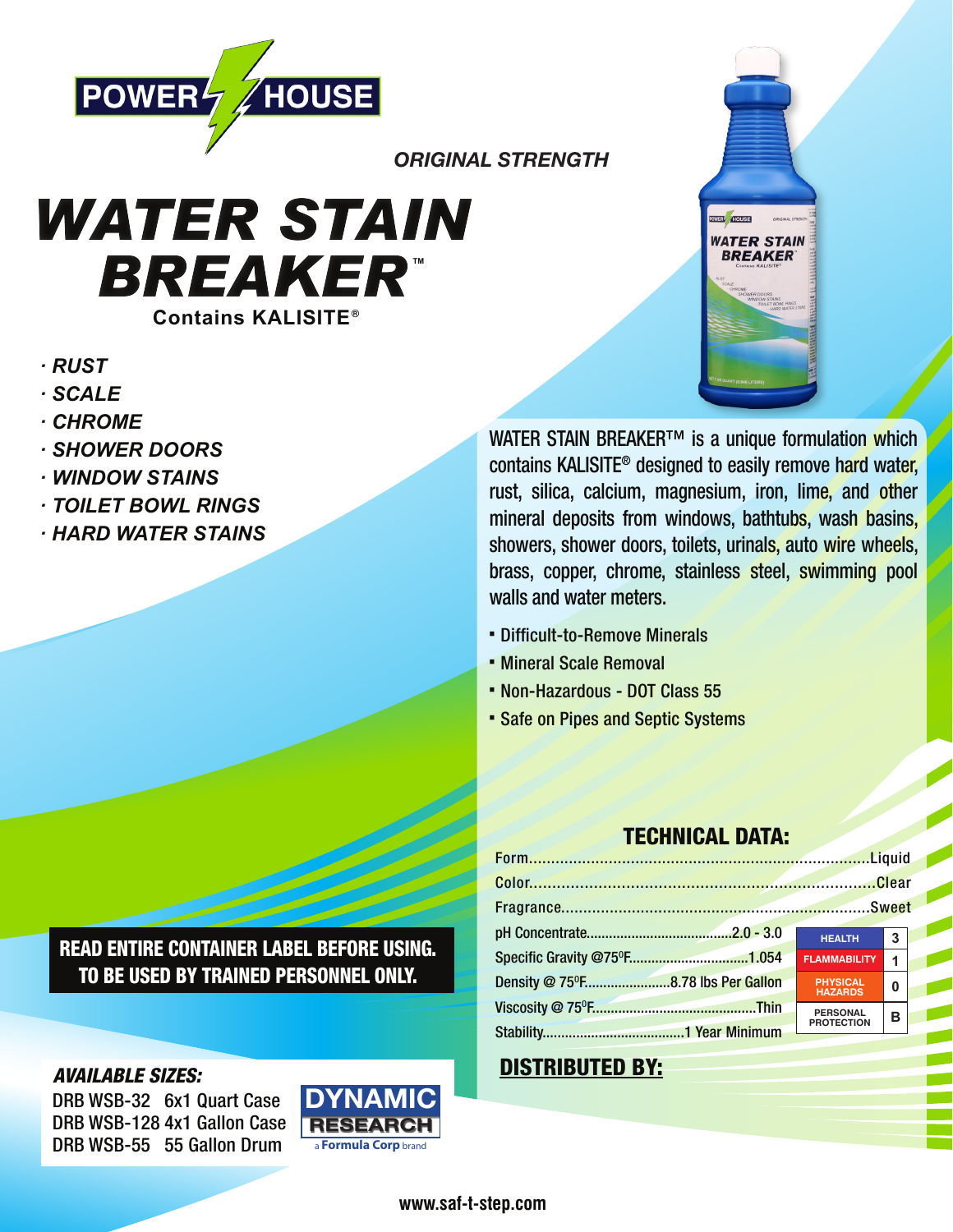POWER HOUSE

*ORIGINAL STRENGTH*

# WATER STAIN BREAKER™

**Contains KALISITE®**

- *RUST*
- *SCALE*
- *CHROME*
- *SHOWER DOORS*
- *WINDOW STAINS*
- *TOILET BOWL RINGS*
- *HARD WATER STAINS*

WATER STAIN BREAKER™ is a unique formulation which contains KALISITE® designed to easily remove hard water, rust, silica, calcium, magnesium, iron, lime, and other mineral deposits from windows, bathtubs, wash basins, showers, shower doors, toilets, urinals, auto wire wheels, brass, copper, chrome, stainless steel, swimming pool walls and water meters.

- Difficult-to-Remove Minerals
- Mineral Scale Removal
- Non-Hazardous - DOT Class 55
- Safe on Pipes and Septic Systems

**READ ENTIRE CONTAINER LABEL BEFORE USING. TO BE USED BY TRAINED PERSONNEL ONLY.**

## TECHNICAL DATA:

| | |
|---|---|
| Form | Liquid |
| Color | Clear |
| Fragrance | Sweet |
| pH Concentrate | 2.0 - 3.0 |
| Specific Gravity @75°F | 1.054 |
| Density @ 75°F | 8.78 lbs Per Gallon |
| Viscosity @ 75°F | Thin |
| Stability | 1 Year Minimum |

| | |
|---|---|
| HEALTH | 3 |
| FLAMMABILITY | 1 |
| PHYSICAL HAZARDS | 0 |
| PERSONAL PROTECTION | B |

***AVAILABLE SIZES:***

DRB WSB-32 6x1 Quart Case
DRB WSB-128 4x1 Gallon Case
DRB WSB-55 55 Gallon Drum

DYNAMIC RESEARCH
a Formula Corp brand

**DISTRIBUTED BY:**

www.saf-t-step.com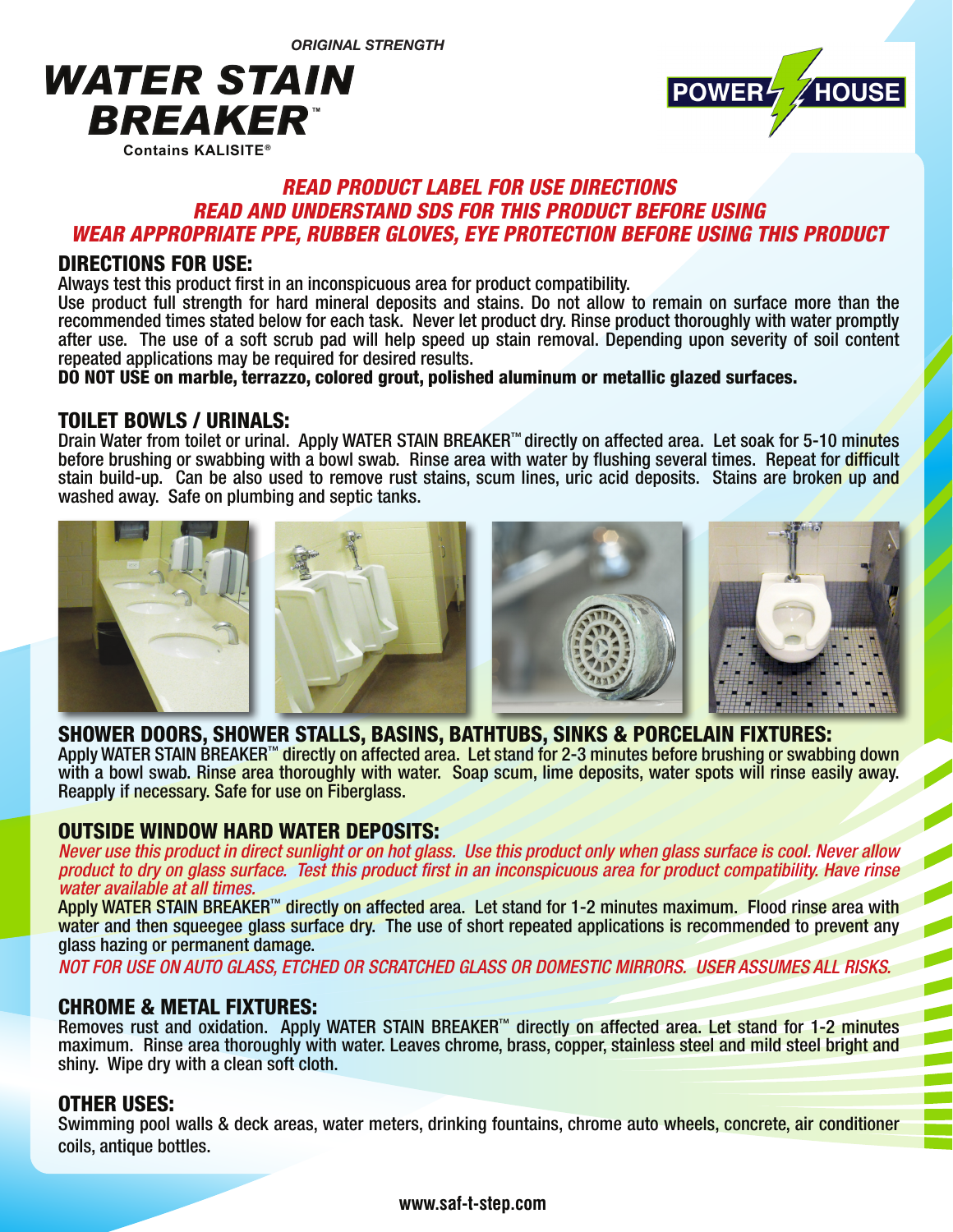*ORIGINAL STRENGTH*

# WATER STAIN BREAKER™

Contains KALISITE®

POWER HOUSE

***READ PRODUCT LABEL FOR USE DIRECTIONS***
***READ AND UNDERSTAND SDS FOR THIS PRODUCT BEFORE USING***
***WEAR APPROPRIATE PPE, RUBBER GLOVES, EYE PROTECTION BEFORE USING THIS PRODUCT***

## DIRECTIONS FOR USE:

Always test this product first in an inconspicuous area for product compatibility.
Use product full strength for hard mineral deposits and stains. Do not allow to remain on surface more than the recommended times stated below for each task. Never let product dry. Rinse product thoroughly with water promptly after use. The use of a soft scrub pad will help speed up stain removal. Depending upon severity of soil content repeated applications may be required for desired results.
**DO NOT USE on marble, terrazzo, colored grout, polished aluminum or metallic glazed surfaces.**

## TOILET BOWLS / URINALS:

Drain Water from toilet or urinal. Apply WATER STAIN BREAKER™ directly on affected area. Let soak for 5-10 minutes before brushing or swabbing with a bowl swab. Rinse area with water by flushing several times. Repeat for difficult stain build-up. Can be also used to remove rust stains, scum lines, uric acid deposits. Stains are broken up and washed away. Safe on plumbing and septic tanks.

## SHOWER DOORS, SHOWER STALLS, BASINS, BATHTUBS, SINKS & PORCELAIN FIXTURES:

Apply WATER STAIN BREAKER™ directly on affected area. Let stand for 2-3 minutes before brushing or swabbing down with a bowl swab. Rinse area thoroughly with water. Soap scum, lime deposits, water spots will rinse easily away. Reapply if necessary. Safe for use on Fiberglass.

## OUTSIDE WINDOW HARD WATER DEPOSITS:

*Never use this product in direct sunlight or on hot glass. Use this product only when glass surface is cool. Never allow product to dry on glass surface. Test this product first in an inconspicuous area for product compatibility. Have rinse water available at all times.*

Apply WATER STAIN BREAKER™ directly on affected area. Let stand for 1-2 minutes maximum. Flood rinse area with water and then squeegee glass surface dry. The use of short repeated applications is recommended to prevent any glass hazing or permanent damage.

*NOT FOR USE ON AUTO GLASS, ETCHED OR SCRATCHED GLASS OR DOMESTIC MIRRORS. USER ASSUMES ALL RISKS.*

## CHROME & METAL FIXTURES:

Removes rust and oxidation. Apply WATER STAIN BREAKER™ directly on affected area. Let stand for 1-2 minutes maximum. Rinse area thoroughly with water. Leaves chrome, brass, copper, stainless steel and mild steel bright and shiny. Wipe dry with a clean soft cloth.

## OTHER USES:

Swimming pool walls & deck areas, water meters, drinking fountains, chrome auto wheels, concrete, air conditioner coils, antique bottles.

**www.saf-t-step.com**